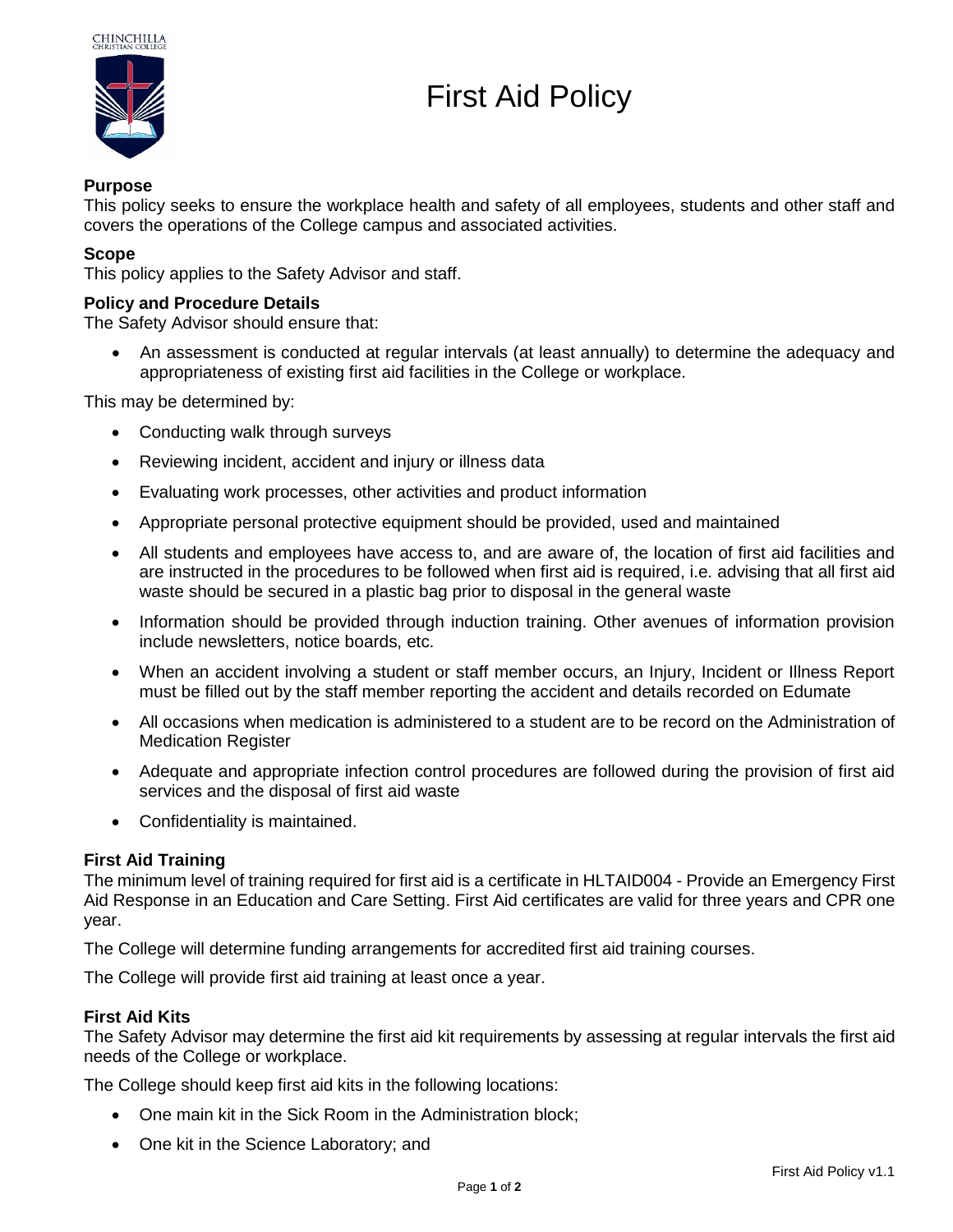# First Aid Policy

### Purpose

This policy seeks to ensure the workplace health and safety of all employees, students and other staff and covers the operations of the College campus and associated activities.

### Scope

This policy applies to the Safety Advisor and staff.

### Policy and Procedure Details

The Safety Advisor should ensure that:

- An assessment is conducted at regular intervals (at least annually) to determine the adequacy and appropriateness of existing first aid facilities in the College or workplace.

This may be determined by:

- Conducting walk through surveys
- Reviewing incident, accident and injury or illness data
- Evaluating work processes, other activities and product information
- Appropriate personal protective equipment should be provided, used and maintained
- All students and employees have access to, and are aware of, the location of first aid facilities and are instructed in the procedures to be followed when first aid is required, i.e. advising that all first aid waste should be secured in a plastic bag prior to disposal in the general waste
- Information should be provided through induction training. Other avenues of information provision include newsletters, notice boards, etc.
- When an accident involving a student or staff member occurs, an Injury, Incident or Illness Report must be filled out by the staff member reporting the accident and details recorded on Edumate
- All occasions when medication is administered to a student are to be record on the Administration of Medication Register
- Adequate and appropriate infection control procedures are followed during the provision of first aid services and the disposal of first aid waste
- Confidentiality is maintained.

### First Aid Training

The minimum level of training required for first aid is a certificate in HLTAID004 - Provide an Emergency First Aid Response in an Education and Care Setting. First Aid certificates are valid for three years and CPR one year.

The College will determine funding arrangements for accredited first aid training courses.

The College will provide first aid training at least once a year.

### First Aid Kits

The Safety Advisor may determine the first aid kit requirements by assessing at regular intervals the first aid needs of the College or workplace.

The College should keep first aid kits in the following locations:

- One main kit in the Sick Room in the Administration block;
- One kit in the Science Laboratory; and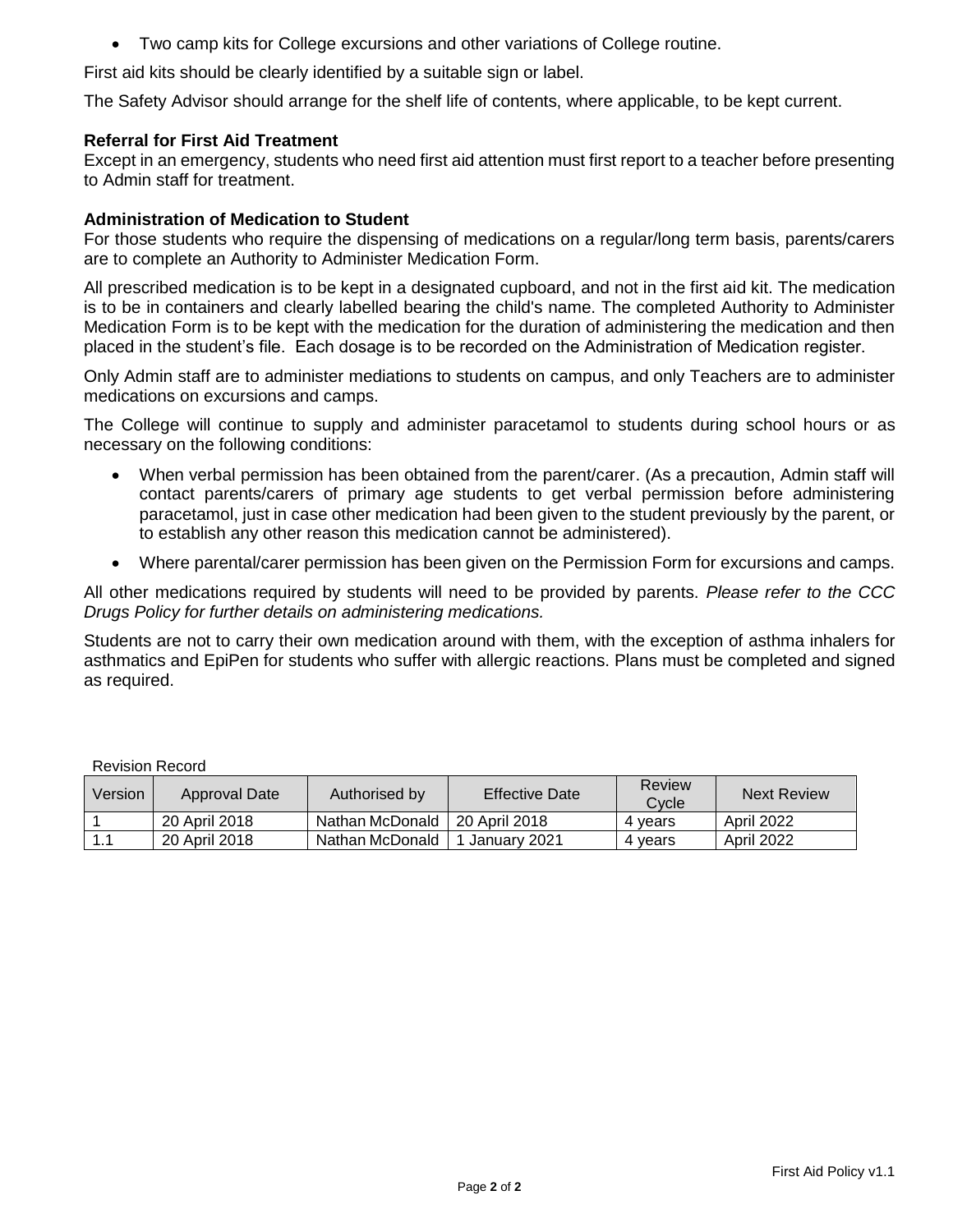- Two camp kits for College excursions and other variations of College routine.

First aid kits should be clearly identified by a suitable sign or label.

The Safety Advisor should arrange for the shelf life of contents, where applicable, to be kept current.

**Referral for First Aid Treatment**

Except in an emergency, students who need first aid attention must first report to a teacher before presenting to Admin staff for treatment.

**Administration of Medication to Student**

For those students who require the dispensing of medications on a regular/long term basis, parents/carers are to complete an Authority to Administer Medication Form.

All prescribed medication is to be kept in a designated cupboard, and not in the first aid kit. The medication is to be in containers and clearly labelled bearing the child's name. The completed Authority to Administer Medication Form is to be kept with the medication for the duration of administering the medication and then placed in the student's file. Each dosage is to be recorded on the Administration of Medication register.

Only Admin staff are to administer mediations to students on campus, and only Teachers are to administer medications on excursions and camps.

The College will continue to supply and administer paracetamol to students during school hours or as necessary on the following conditions:

- When verbal permission has been obtained from the parent/carer. (As a precaution, Admin staff will contact parents/carers of primary age students to get verbal permission before administering paracetamol, just in case other medication had been given to the student previously by the parent, or to establish any other reason this medication cannot be administered).
- Where parental/carer permission has been given on the Permission Form for excursions and camps.

All other medications required by students will need to be provided by parents. *Please refer to the CCC Drugs Policy for further details on administering medications.*

Students are not to carry their own medication around with them, with the exception of asthma inhalers for asthmatics and EpiPen for students who suffer with allergic reactions. Plans must be completed and signed as required.

Revision Record

| Version | Approval Date | Authorised by | Effective Date | Review Cycle | Next Review |
|---|---|---|---|---|---|
| 1 | 20 April 2018 | Nathan McDonald | 20 April 2018 | 4 years | April 2022 |
| 1.1 | 20 April 2018 | Nathan McDonald | 1 January 2021 | 4 years | April 2022 |